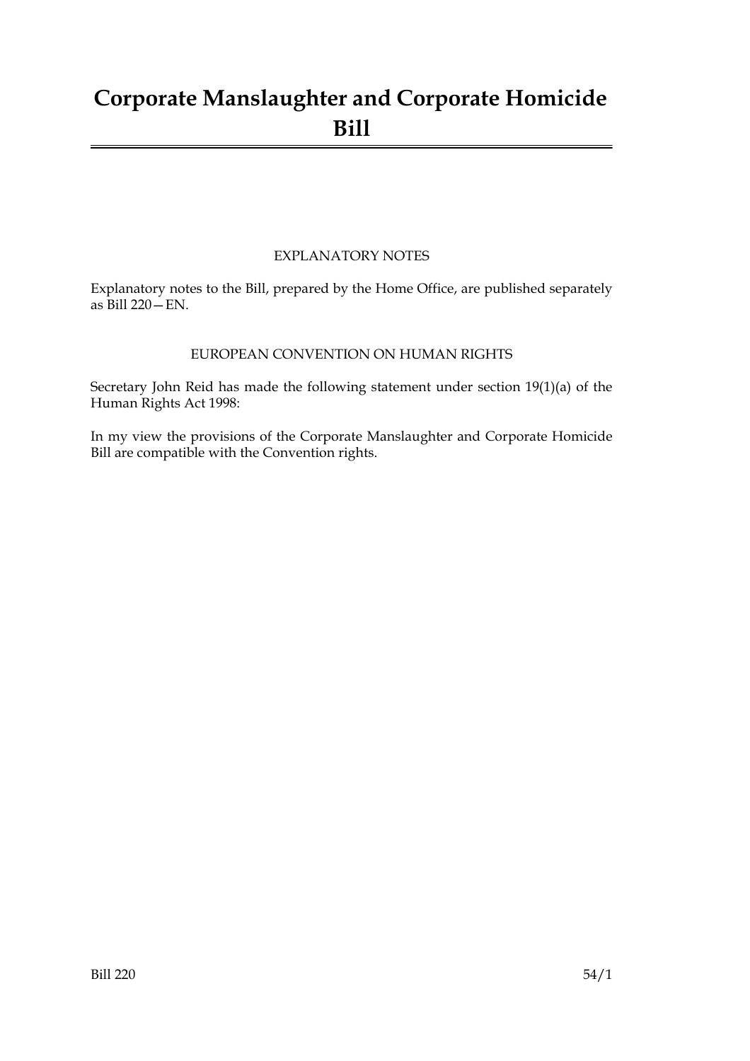# Corporate Manslaughter and Corporate Homicide Bill

## EXPLANATORY NOTES

Explanatory notes to the Bill, prepared by the Home Office, are published separately as Bill 220—EN.

## EUROPEAN CONVENTION ON HUMAN RIGHTS

Secretary John Reid has made the following statement under section 19(1)(a) of the Human Rights Act 1998:

In my view the provisions of the Corporate Manslaughter and Corporate Homicide Bill are compatible with the Convention rights.

Bill 220 54/1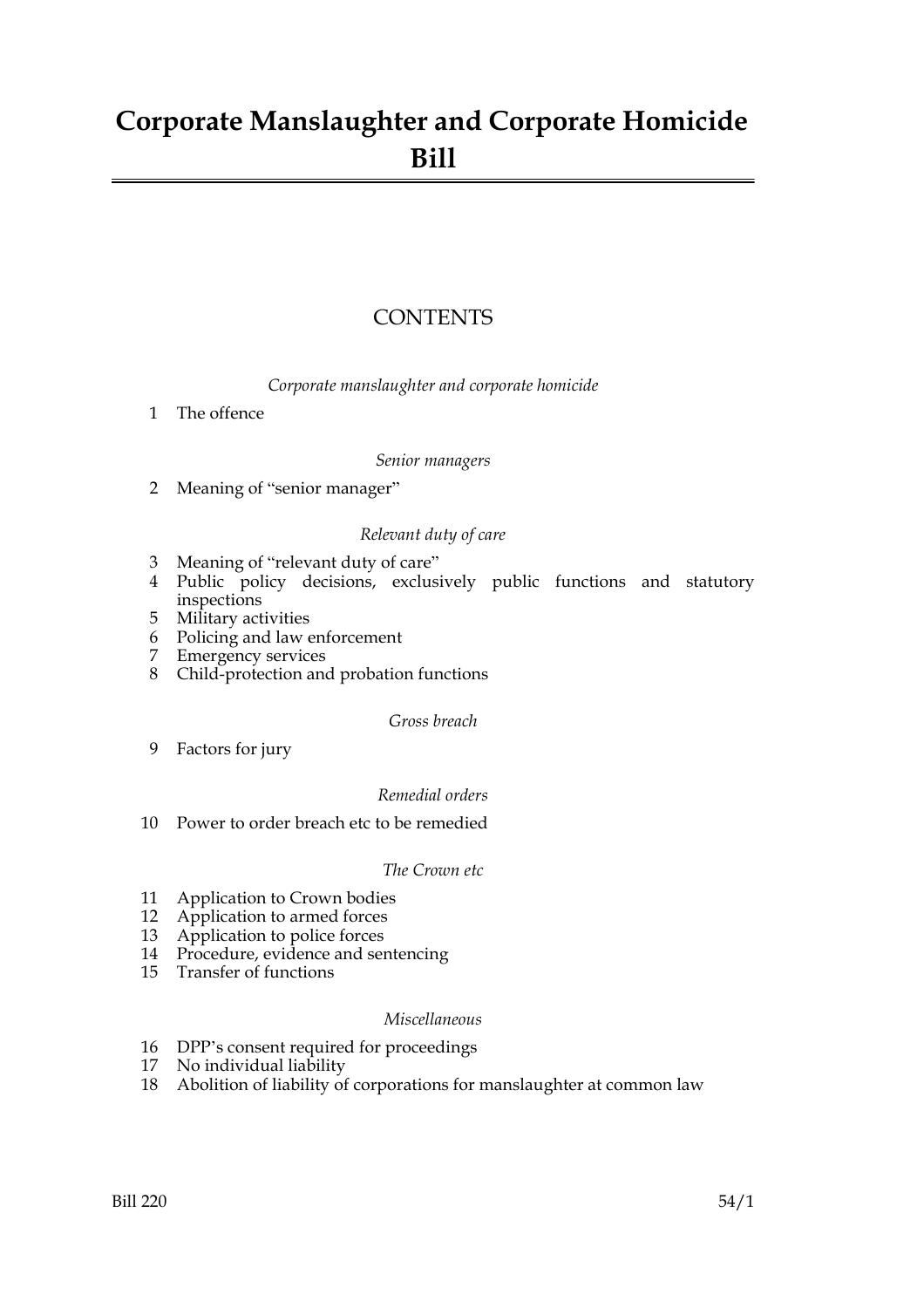# Corporate Manslaughter and Corporate Homicide Bill

## CONTENTS

*Corporate manslaughter and corporate homicide*

1 The offence

*Senior managers*

2 Meaning of "senior manager"

*Relevant duty of care*

3 Meaning of "relevant duty of care"
4 Public policy decisions, exclusively public functions and statutory inspections
5 Military activities
6 Policing and law enforcement
7 Emergency services
8 Child-protection and probation functions

*Gross breach*

9 Factors for jury

*Remedial orders*

10 Power to order breach etc to be remedied

*The Crown etc*

11 Application to Crown bodies
12 Application to armed forces
13 Application to police forces
14 Procedure, evidence and sentencing
15 Transfer of functions

*Miscellaneous*

16 DPP's consent required for proceedings
17 No individual liability
18 Abolition of liability of corporations for manslaughter at common law

Bill 220 54/1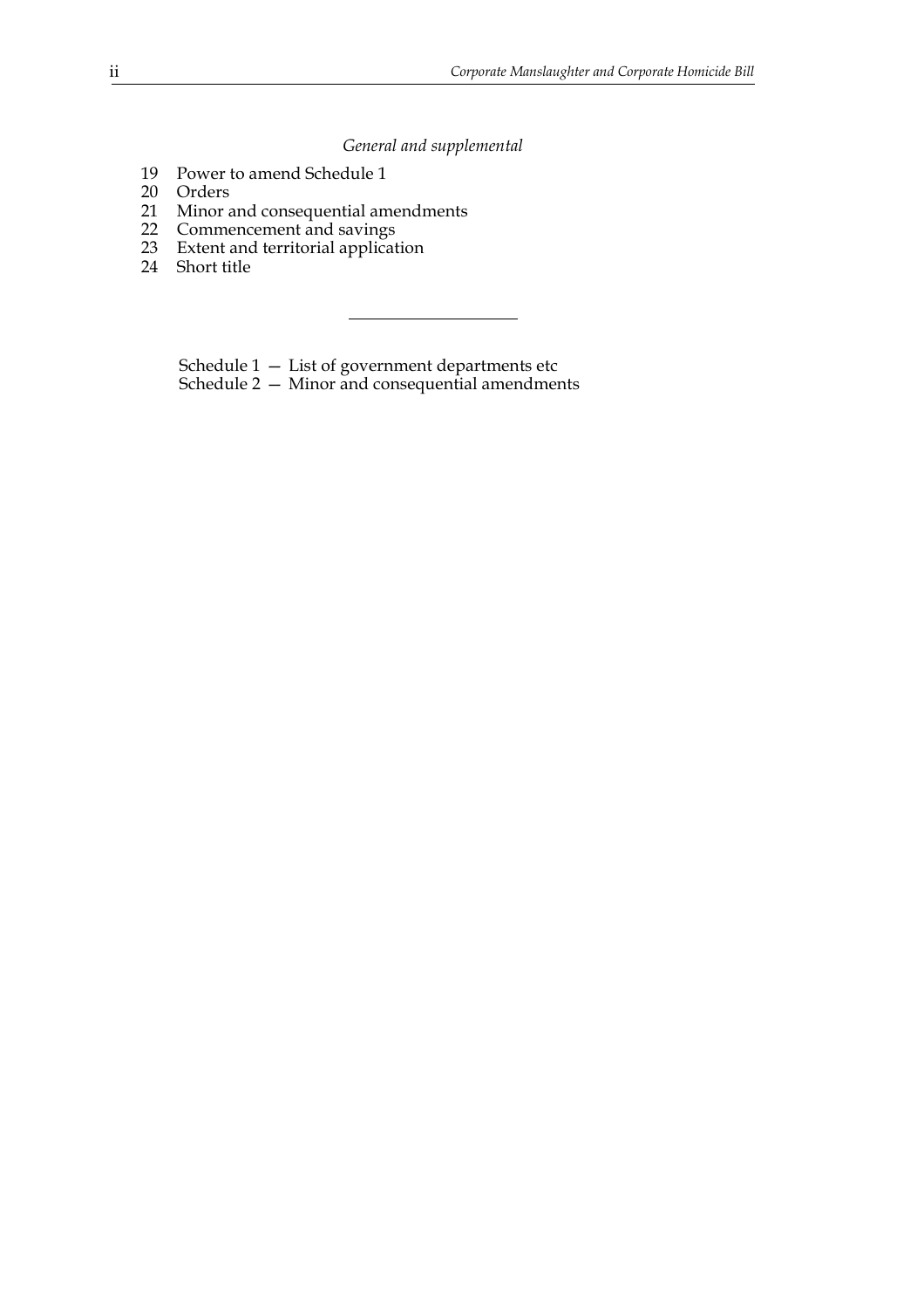*General and supplemental*

19 Power to amend Schedule 1
20 Orders
21 Minor and consequential amendments
22 Commencement and savings
23 Extent and territorial application
24 Short title

---

Schedule 1 — List of government departments etc
Schedule 2 — Minor and consequential amendments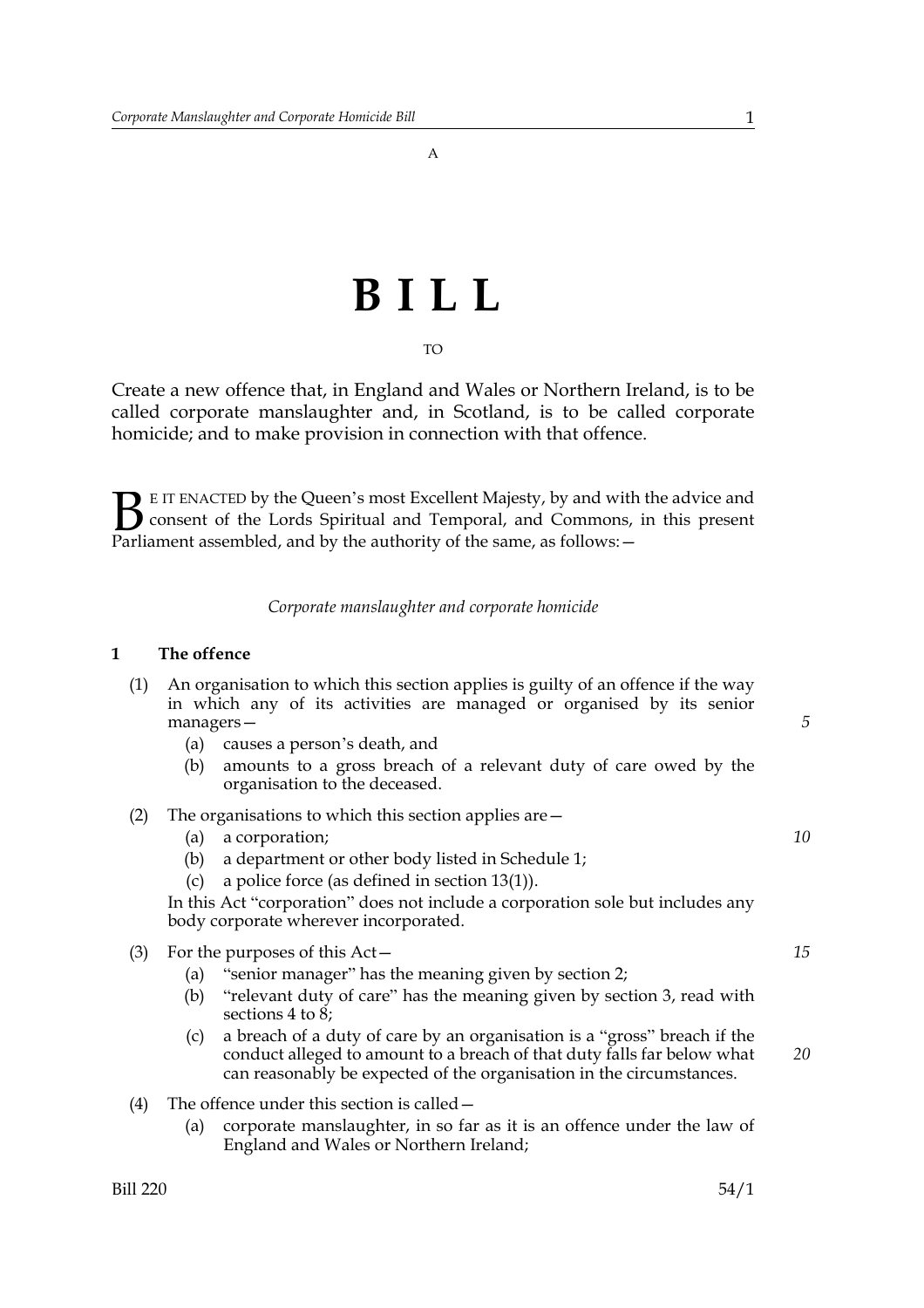A

# B I L L

TO

Create a new offence that, in England and Wales or Northern Ireland, is to be called corporate manslaughter and, in Scotland, is to be called corporate homicide; and to make provision in connection with that offence.

BE IT ENACTED by the Queen's most Excellent Majesty, by and with the advice and consent of the Lords Spiritual and Temporal, and Commons, in this present Parliament assembled, and by the authority of the same, as follows:—

*Corporate manslaughter and corporate homicide*

### 1 The offence

(1) An organisation to which this section applies is guilty of an offence if the way in which any of its activities are managed or organised by its senior managers—

- (a) causes a person's death, and
- (b) amounts to a gross breach of a relevant duty of care owed by the organisation to the deceased.

(2) The organisations to which this section applies are—

- (a) a corporation;
- (b) a department or other body listed in Schedule 1;
- (c) a police force (as defined in section 13(1)).

In this Act "corporation" does not include a corporation sole but includes any body corporate wherever incorporated.

(3) For the purposes of this Act—

- (a) "senior manager" has the meaning given by section 2;
- (b) "relevant duty of care" has the meaning given by section 3, read with sections 4 to 8;
- (c) a breach of a duty of care by an organisation is a "gross" breach if the conduct alleged to amount to a breach of that duty falls far below what can reasonably be expected of the organisation in the circumstances.

(4) The offence under this section is called—

- (a) corporate manslaughter, in so far as it is an offence under the law of England and Wales or Northern Ireland;

Bill 220 54/1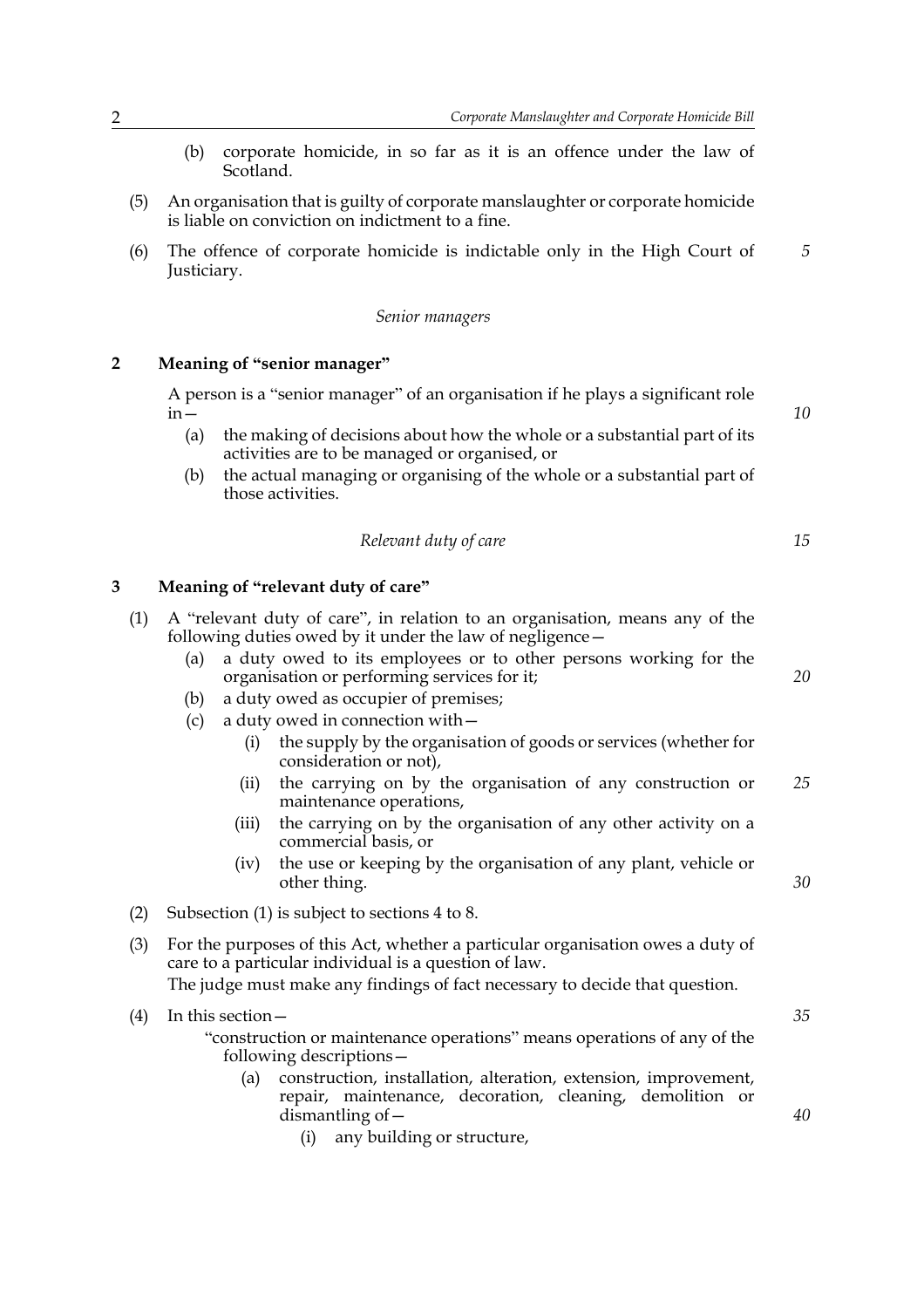(b) corporate homicide, in so far as it is an offence under the law of Scotland.

(5) An organisation that is guilty of corporate manslaughter or corporate homicide is liable on conviction on indictment to a fine.

(6) The offence of corporate homicide is indictable only in the High Court of Justiciary.

*Senior managers*

## 2 Meaning of "senior manager"

A person is a "senior manager" of an organisation if he plays a significant role in—

(a) the making of decisions about how the whole or a substantial part of its activities are to be managed or organised, or

(b) the actual managing or organising of the whole or a substantial part of those activities.

*Relevant duty of care*

## 3 Meaning of "relevant duty of care"

(1) A "relevant duty of care", in relation to an organisation, means any of the following duties owed by it under the law of negligence—

(a) a duty owed to its employees or to other persons working for the organisation or performing services for it;

(b) a duty owed as occupier of premises;

(c) a duty owed in connection with—

(i) the supply by the organisation of goods or services (whether for consideration or not),

(ii) the carrying on by the organisation of any construction or maintenance operations,

(iii) the carrying on by the organisation of any other activity on a commercial basis, or

(iv) the use or keeping by the organisation of any plant, vehicle or other thing.

(2) Subsection (1) is subject to sections 4 to 8.

(3) For the purposes of this Act, whether a particular organisation owes a duty of care to a particular individual is a question of law.
The judge must make any findings of fact necessary to decide that question.

(4) In this section—

"construction or maintenance operations" means operations of any of the following descriptions—

(a) construction, installation, alteration, extension, improvement, repair, maintenance, decoration, cleaning, demolition or dismantling of—

(i) any building or structure,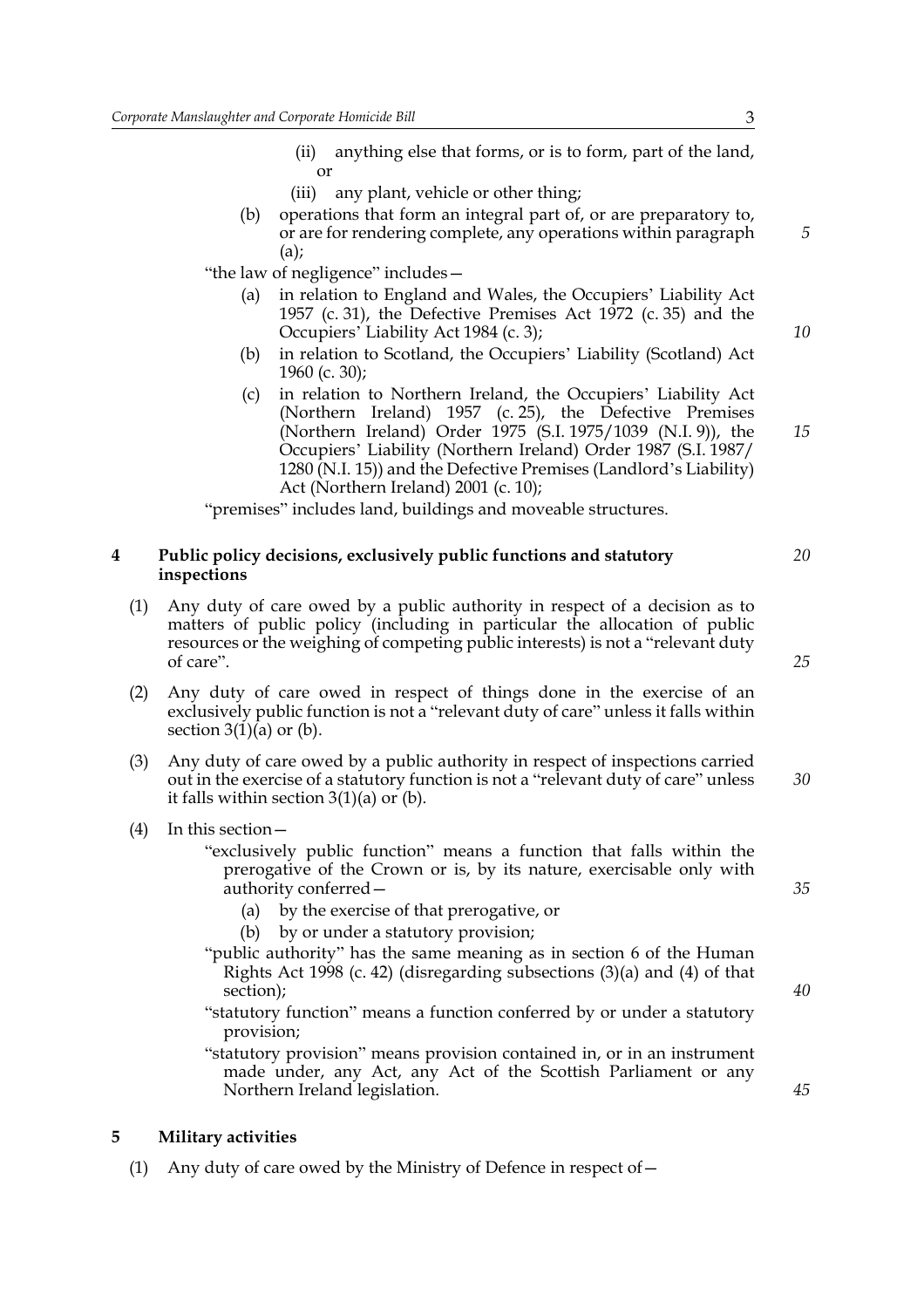(ii) anything else that forms, or is to form, part of the land, or

(iii) any plant, vehicle or other thing;

(b) operations that form an integral part of, or are preparatory to, or are for rendering complete, any operations within paragraph (a);

"the law of negligence" includes—

(a) in relation to England and Wales, the Occupiers' Liability Act 1957 (c. 31), the Defective Premises Act 1972 (c. 35) and the Occupiers' Liability Act 1984 (c. 3);

(b) in relation to Scotland, the Occupiers' Liability (Scotland) Act 1960 (c. 30);

(c) in relation to Northern Ireland, the Occupiers' Liability Act (Northern Ireland) 1957 (c. 25), the Defective Premises (Northern Ireland) Order 1975 (S.I. 1975/1039 (N.I. 9)), the Occupiers' Liability (Northern Ireland) Order 1987 (S.I. 1987/1280 (N.I. 15)) and the Defective Premises (Landlord's Liability) Act (Northern Ireland) 2001 (c. 10);

"premises" includes land, buildings and moveable structures.

## 4 Public policy decisions, exclusively public functions and statutory inspections

(1) Any duty of care owed by a public authority in respect of a decision as to matters of public policy (including in particular the allocation of public resources or the weighing of competing public interests) is not a "relevant duty of care".

(2) Any duty of care owed in respect of things done in the exercise of an exclusively public function is not a "relevant duty of care" unless it falls within section 3(1)(a) or (b).

(3) Any duty of care owed by a public authority in respect of inspections carried out in the exercise of a statutory function is not a "relevant duty of care" unless it falls within section 3(1)(a) or (b).

(4) In this section—

"exclusively public function" means a function that falls within the prerogative of the Crown or is, by its nature, exercisable only with authority conferred—

(a) by the exercise of that prerogative, or

(b) by or under a statutory provision;

"public authority" has the same meaning as in section 6 of the Human Rights Act 1998 (c. 42) (disregarding subsections (3)(a) and (4) of that section);

"statutory function" means a function conferred by or under a statutory provision;

"statutory provision" means provision contained in, or in an instrument made under, any Act, any Act of the Scottish Parliament or any Northern Ireland legislation.

## 5 Military activities

(1) Any duty of care owed by the Ministry of Defence in respect of—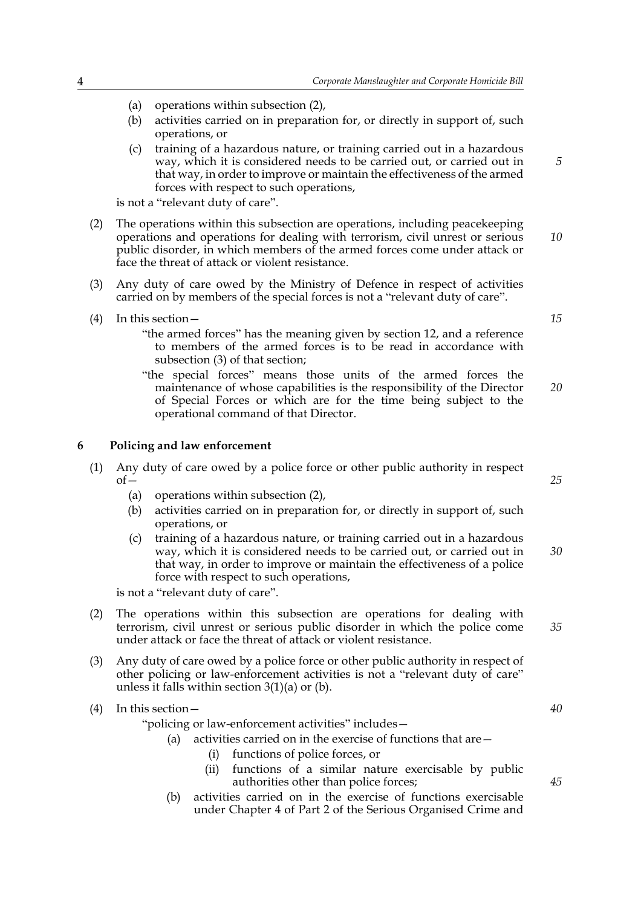(a) operations within subsection (2),

(b) activities carried on in preparation for, or directly in support of, such operations, or

(c) training of a hazardous nature, or training carried out in a hazardous way, which it is considered needs to be carried out, or carried out in that way, in order to improve or maintain the effectiveness of the armed forces with respect to such operations,

is not a "relevant duty of care".

(2) The operations within this subsection are operations, including peacekeeping operations and operations for dealing with terrorism, civil unrest or serious public disorder, in which members of the armed forces come under attack or face the threat of attack or violent resistance.

(3) Any duty of care owed by the Ministry of Defence in respect of activities carried on by members of the special forces is not a "relevant duty of care".

(4) In this section—

"the armed forces" has the meaning given by section 12, and a reference to members of the armed forces is to be read in accordance with subsection (3) of that section;

"the special forces" means those units of the armed forces the maintenance of whose capabilities is the responsibility of the Director of Special Forces or which are for the time being subject to the operational command of that Director.

### 6 Policing and law enforcement

(1) Any duty of care owed by a police force or other public authority in respect of—

(a) operations within subsection (2),

(b) activities carried on in preparation for, or directly in support of, such operations, or

(c) training of a hazardous nature, or training carried out in a hazardous way, which it is considered needs to be carried out, or carried out in that way, in order to improve or maintain the effectiveness of a police force with respect to such operations,

is not a "relevant duty of care".

(2) The operations within this subsection are operations for dealing with terrorism, civil unrest or serious public disorder in which the police come under attack or face the threat of attack or violent resistance.

(3) Any duty of care owed by a police force or other public authority in respect of other policing or law-enforcement activities is not a "relevant duty of care" unless it falls within section 3(1)(a) or (b).

(4) In this section—

"policing or law-enforcement activities" includes—

(a) activities carried on in the exercise of functions that are—

(i) functions of police forces, or

(ii) functions of a similar nature exercisable by public authorities other than police forces;

(b) activities carried on in the exercise of functions exercisable under Chapter 4 of Part 2 of the Serious Organised Crime and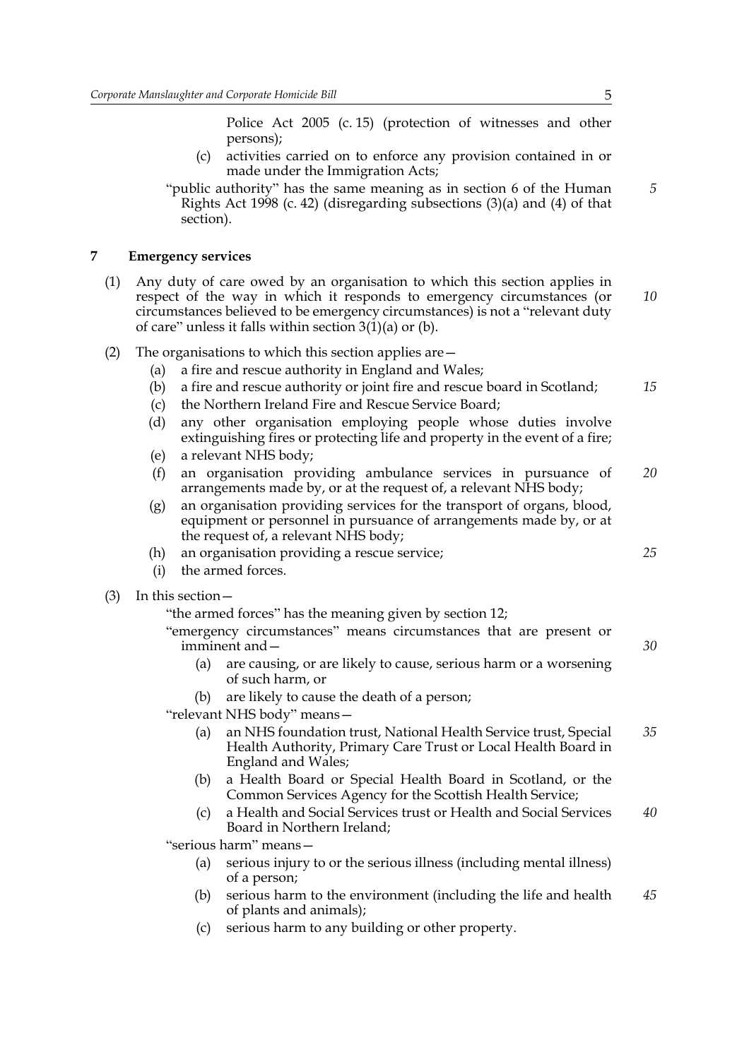Police Act 2005 (c. 15) (protection of witnesses and other persons);

(c) activities carried on to enforce any provision contained in or made under the Immigration Acts;

"public authority" has the same meaning as in section 6 of the Human Rights Act 1998 (c. 42) (disregarding subsections (3)(a) and (4) of that section).

## 7 Emergency services

(1) Any duty of care owed by an organisation to which this section applies in respect of the way in which it responds to emergency circumstances (or circumstances believed to be emergency circumstances) is not a "relevant duty of care" unless it falls within section 3(1)(a) or (b).

(2) The organisations to which this section applies are—

(a) a fire and rescue authority in England and Wales;

(b) a fire and rescue authority or joint fire and rescue board in Scotland;

(c) the Northern Ireland Fire and Rescue Service Board;

(d) any other organisation employing people whose duties involve extinguishing fires or protecting life and property in the event of a fire;

(e) a relevant NHS body;

(f) an organisation providing ambulance services in pursuance of arrangements made by, or at the request of, a relevant NHS body;

(g) an organisation providing services for the transport of organs, blood, equipment or personnel in pursuance of arrangements made by, or at the request of, a relevant NHS body;

(h) an organisation providing a rescue service;

(i) the armed forces.

(3) In this section—

"the armed forces" has the meaning given by section 12;

"emergency circumstances" means circumstances that are present or imminent and—

(a) are causing, or are likely to cause, serious harm or a worsening of such harm, or

(b) are likely to cause the death of a person;

"relevant NHS body" means—

(a) an NHS foundation trust, National Health Service trust, Special Health Authority, Primary Care Trust or Local Health Board in England and Wales;

(b) a Health Board or Special Health Board in Scotland, or the Common Services Agency for the Scottish Health Service;

(c) a Health and Social Services trust or Health and Social Services Board in Northern Ireland;

"serious harm" means—

(a) serious injury to or the serious illness (including mental illness) of a person;

(b) serious harm to the environment (including the life and health of plants and animals);

(c) serious harm to any building or other property.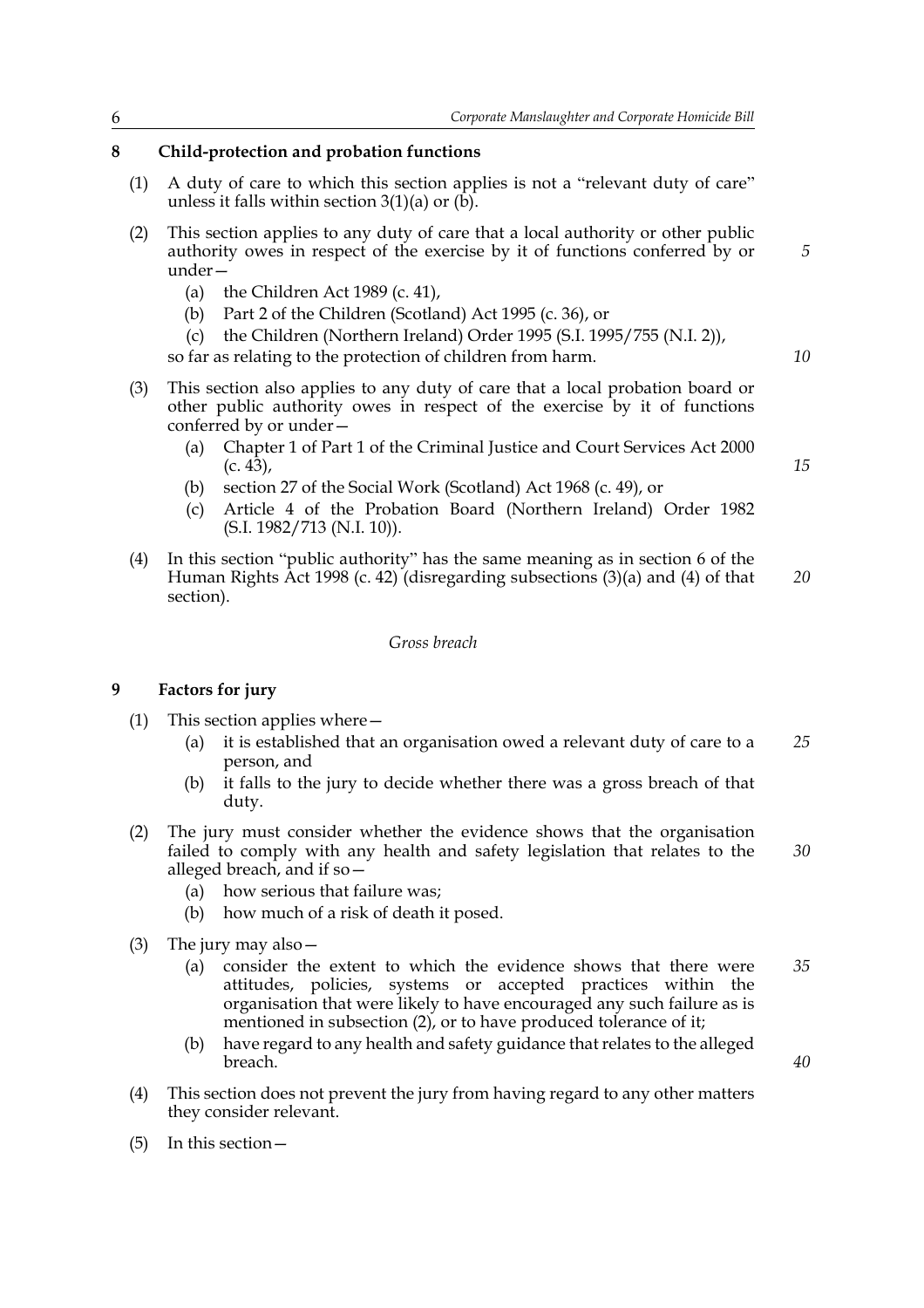**8 Child-protection and probation functions**

(1) A duty of care to which this section applies is not a "relevant duty of care" unless it falls within section 3(1)(a) or (b).

(2) This section applies to any duty of care that a local authority or other public authority owes in respect of the exercise by it of functions conferred by or under—

- (a) the Children Act 1989 (c. 41),
- (b) Part 2 of the Children (Scotland) Act 1995 (c. 36), or
- (c) the Children (Northern Ireland) Order 1995 (S.I. 1995/755 (N.I. 2)),

so far as relating to the protection of children from harm.

(3) This section also applies to any duty of care that a local probation board or other public authority owes in respect of the exercise by it of functions conferred by or under—

- (a) Chapter 1 of Part 1 of the Criminal Justice and Court Services Act 2000 (c. 43),
- (b) section 27 of the Social Work (Scotland) Act 1968 (c. 49), or
- (c) Article 4 of the Probation Board (Northern Ireland) Order 1982 (S.I. 1982/713 (N.I. 10)).

(4) In this section "public authority" has the same meaning as in section 6 of the Human Rights Act 1998 (c. 42) (disregarding subsections (3)(a) and (4) of that section).

*Gross breach*

**9 Factors for jury**

(1) This section applies where—

- (a) it is established that an organisation owed a relevant duty of care to a person, and
- (b) it falls to the jury to decide whether there was a gross breach of that duty.

(2) The jury must consider whether the evidence shows that the organisation failed to comply with any health and safety legislation that relates to the alleged breach, and if so—

- (a) how serious that failure was;
- (b) how much of a risk of death it posed.

(3) The jury may also—

- (a) consider the extent to which the evidence shows that there were attitudes, policies, systems or accepted practices within the organisation that were likely to have encouraged any such failure as is mentioned in subsection (2), or to have produced tolerance of it;
- (b) have regard to any health and safety guidance that relates to the alleged breach.

(4) This section does not prevent the jury from having regard to any other matters they consider relevant.

(5) In this section—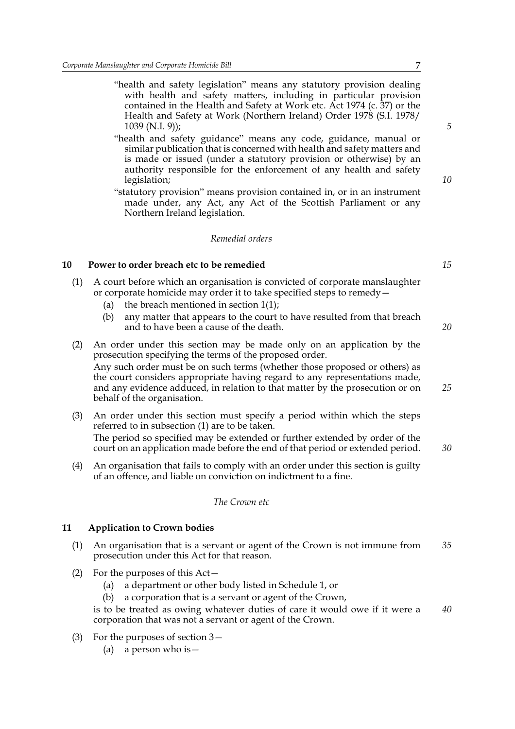"health and safety legislation" means any statutory provision dealing with health and safety matters, including in particular provision contained in the Health and Safety at Work etc. Act 1974 (c. 37) or the Health and Safety at Work (Northern Ireland) Order 1978 (S.I. 1978/1039 (N.I. 9));

"health and safety guidance" means any code, guidance, manual or similar publication that is concerned with health and safety matters and is made or issued (under a statutory provision or otherwise) by an authority responsible for the enforcement of any health and safety legislation;

"statutory provision" means provision contained in, or in an instrument made under, any Act, any Act of the Scottish Parliament or any Northern Ireland legislation.

*Remedial orders*

### 10 Power to order breach etc to be remedied

(1) A court before which an organisation is convicted of corporate manslaughter or corporate homicide may order it to take specified steps to remedy—

- (a) the breach mentioned in section 1(1);
- (b) any matter that appears to the court to have resulted from that breach and to have been a cause of the death.

(2) An order under this section may be made only on an application by the prosecution specifying the terms of the proposed order.

Any such order must be on such terms (whether those proposed or others) as the court considers appropriate having regard to any representations made, and any evidence adduced, in relation to that matter by the prosecution or on behalf of the organisation.

(3) An order under this section must specify a period within which the steps referred to in subsection (1) are to be taken.

The period so specified may be extended or further extended by order of the court on an application made before the end of that period or extended period.

(4) An organisation that fails to comply with an order under this section is guilty of an offence, and liable on conviction on indictment to a fine.

*The Crown etc*

### 11 Application to Crown bodies

(1) An organisation that is a servant or agent of the Crown is not immune from prosecution under this Act for that reason.

(2) For the purposes of this Act—

- (a) a department or other body listed in Schedule 1, or
- (b) a corporation that is a servant or agent of the Crown,

is to be treated as owing whatever duties of care it would owe if it were a corporation that was not a servant or agent of the Crown.

(3) For the purposes of section 3—

- (a) a person who is—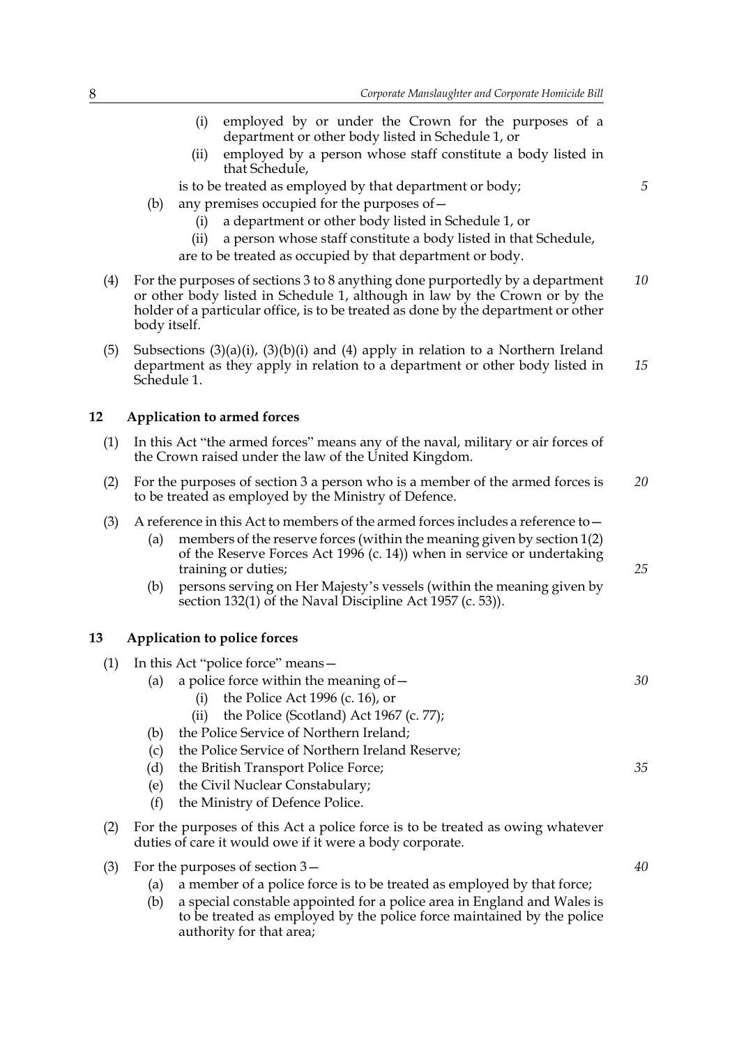(i) employed by or under the Crown for the purposes of a department or other body listed in Schedule 1, or

(ii) employed by a person whose staff constitute a body listed in that Schedule,

is to be treated as employed by that department or body;

(b) any premises occupied for the purposes of—

(i) a department or other body listed in Schedule 1, or

(ii) a person whose staff constitute a body listed in that Schedule,

are to be treated as occupied by that department or body.

(4) For the purposes of sections 3 to 8 anything done purportedly by a department or other body listed in Schedule 1, although in law by the Crown or by the holder of a particular office, is to be treated as done by the department or other body itself.

(5) Subsections (3)(a)(i), (3)(b)(i) and (4) apply in relation to a Northern Ireland department as they apply in relation to a department or other body listed in Schedule 1.

## 12 Application to armed forces

(1) In this Act "the armed forces" means any of the naval, military or air forces of the Crown raised under the law of the United Kingdom.

(2) For the purposes of section 3 a person who is a member of the armed forces is to be treated as employed by the Ministry of Defence.

(3) A reference in this Act to members of the armed forces includes a reference to—

(a) members of the reserve forces (within the meaning given by section 1(2) of the Reserve Forces Act 1996 (c. 14)) when in service or undertaking training or duties;

(b) persons serving on Her Majesty's vessels (within the meaning given by section 132(1) of the Naval Discipline Act 1957 (c. 53)).

## 13 Application to police forces

(1) In this Act "police force" means—

(a) a police force within the meaning of—

(i) the Police Act 1996 (c. 16), or

(ii) the Police (Scotland) Act 1967 (c. 77);

(b) the Police Service of Northern Ireland;

(c) the Police Service of Northern Ireland Reserve;

(d) the British Transport Police Force;

(e) the Civil Nuclear Constabulary;

(f) the Ministry of Defence Police.

(2) For the purposes of this Act a police force is to be treated as owing whatever duties of care it would owe if it were a body corporate.

(3) For the purposes of section 3—

(a) a member of a police force is to be treated as employed by that force;

(b) a special constable appointed for a police area in England and Wales is to be treated as employed by the police force maintained by the police authority for that area;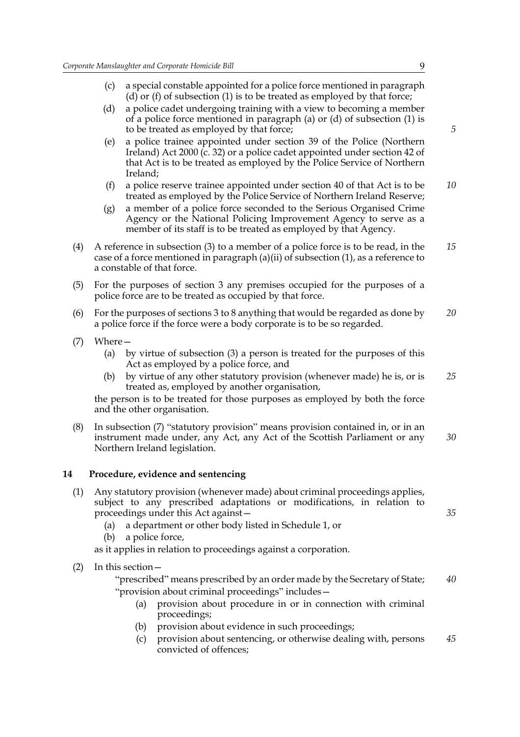(c) a special constable appointed for a police force mentioned in paragraph (d) or (f) of subsection (1) is to be treated as employed by that force;

(d) a police cadet undergoing training with a view to becoming a member of a police force mentioned in paragraph (a) or (d) of subsection (1) is to be treated as employed by that force;

(e) a police trainee appointed under section 39 of the Police (Northern Ireland) Act 2000 (c. 32) or a police cadet appointed under section 42 of that Act is to be treated as employed by the Police Service of Northern Ireland;

(f) a police reserve trainee appointed under section 40 of that Act is to be treated as employed by the Police Service of Northern Ireland Reserve;

(g) a member of a police force seconded to the Serious Organised Crime Agency or the National Policing Improvement Agency to serve as a member of its staff is to be treated as employed by that Agency.

(4) A reference in subsection (3) to a member of a police force is to be read, in the case of a force mentioned in paragraph (a)(ii) of subsection (1), as a reference to a constable of that force.

(5) For the purposes of section 3 any premises occupied for the purposes of a police force are to be treated as occupied by that force.

(6) For the purposes of sections 3 to 8 anything that would be regarded as done by a police force if the force were a body corporate is to be so regarded.

(7) Where—

(a) by virtue of subsection (3) a person is treated for the purposes of this Act as employed by a police force, and

(b) by virtue of any other statutory provision (whenever made) he is, or is treated as, employed by another organisation,

the person is to be treated for those purposes as employed by both the force and the other organisation.

(8) In subsection (7) "statutory provision" means provision contained in, or in an instrument made under, any Act, any Act of the Scottish Parliament or any Northern Ireland legislation.

## 14 Procedure, evidence and sentencing

(1) Any statutory provision (whenever made) about criminal proceedings applies, subject to any prescribed adaptations or modifications, in relation to proceedings under this Act against—

(a) a department or other body listed in Schedule 1, or

(b) a police force,

as it applies in relation to proceedings against a corporation.

(2) In this section—

"prescribed" means prescribed by an order made by the Secretary of State;

"provision about criminal proceedings" includes—

(a) provision about procedure in or in connection with criminal proceedings;

(b) provision about evidence in such proceedings;

(c) provision about sentencing, or otherwise dealing with, persons convicted of offences;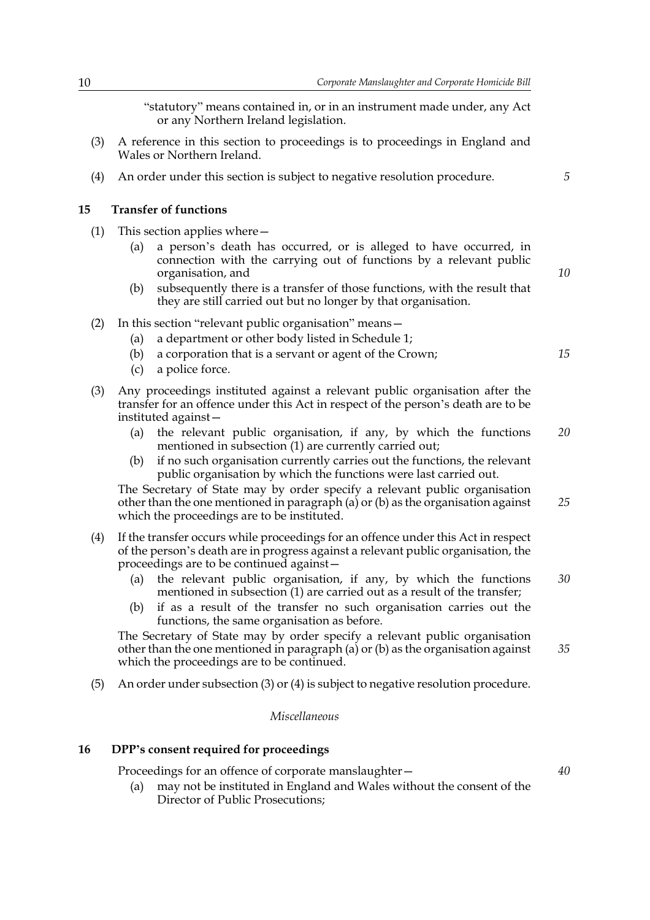"statutory" means contained in, or in an instrument made under, any Act or any Northern Ireland legislation.

(3) A reference in this section to proceedings is to proceedings in England and Wales or Northern Ireland.

(4) An order under this section is subject to negative resolution procedure.

## 15 Transfer of functions

(1) This section applies where—

- (a) a person's death has occurred, or is alleged to have occurred, in connection with the carrying out of functions by a relevant public organisation, and
- (b) subsequently there is a transfer of those functions, with the result that they are still carried out but no longer by that organisation.

(2) In this section "relevant public organisation" means—

- (a) a department or other body listed in Schedule 1;
- (b) a corporation that is a servant or agent of the Crown;
- (c) a police force.

(3) Any proceedings instituted against a relevant public organisation after the transfer for an offence under this Act in respect of the person's death are to be instituted against—

- (a) the relevant public organisation, if any, by which the functions mentioned in subsection (1) are currently carried out;
- (b) if no such organisation currently carries out the functions, the relevant public organisation by which the functions were last carried out.

The Secretary of State may by order specify a relevant public organisation other than the one mentioned in paragraph (a) or (b) as the organisation against which the proceedings are to be instituted.

(4) If the transfer occurs while proceedings for an offence under this Act in respect of the person's death are in progress against a relevant public organisation, the proceedings are to be continued against—

- (a) the relevant public organisation, if any, by which the functions mentioned in subsection (1) are carried out as a result of the transfer;
- (b) if as a result of the transfer no such organisation carries out the functions, the same organisation as before.

The Secretary of State may by order specify a relevant public organisation other than the one mentioned in paragraph (a) or (b) as the organisation against which the proceedings are to be continued.

(5) An order under subsection (3) or (4) is subject to negative resolution procedure.

*Miscellaneous*

## 16 DPP's consent required for proceedings

Proceedings for an offence of corporate manslaughter—

- (a) may not be instituted in England and Wales without the consent of the Director of Public Prosecutions;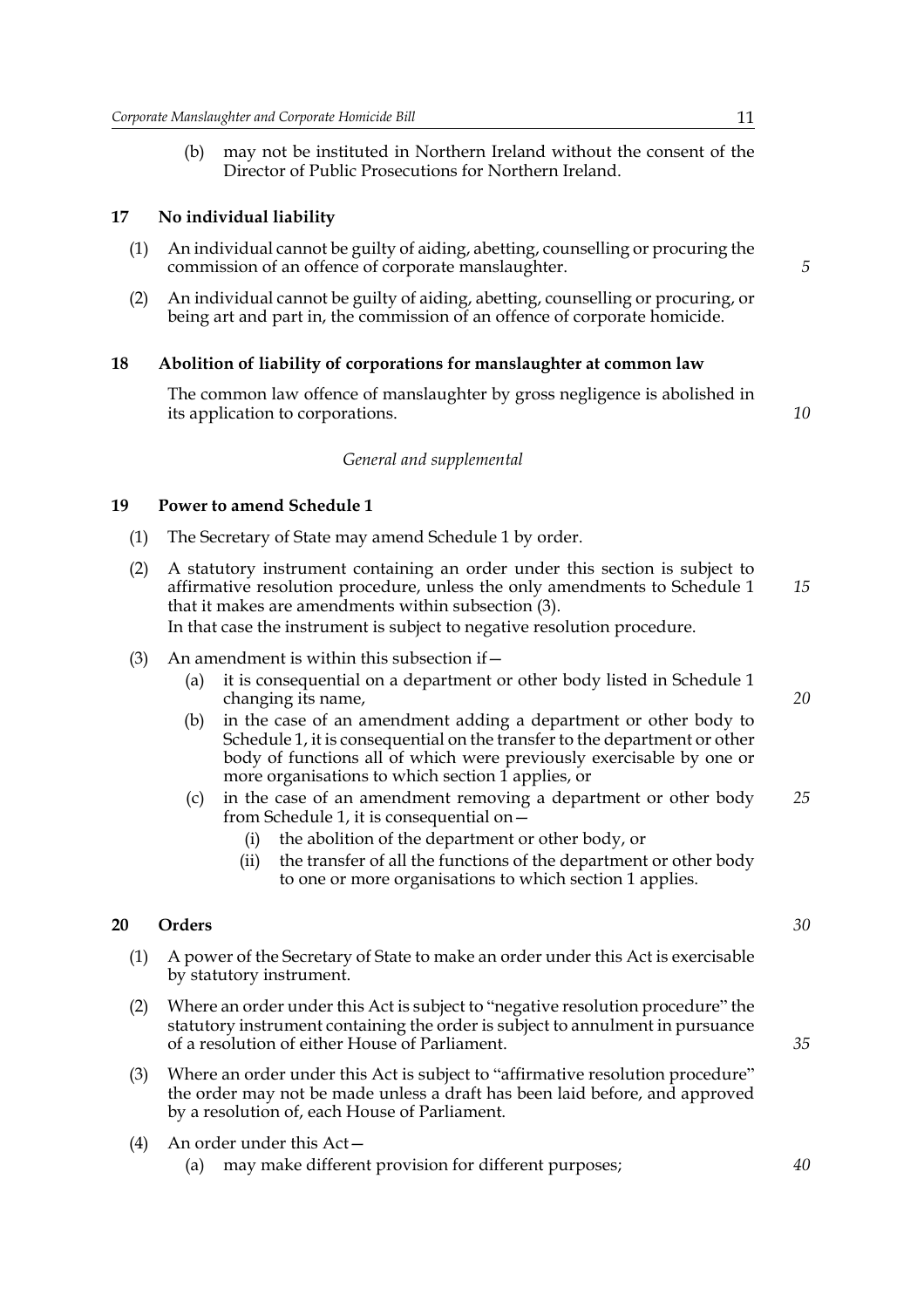(b) may not be instituted in Northern Ireland without the consent of the Director of Public Prosecutions for Northern Ireland.

### 17 No individual liability

(1) An individual cannot be guilty of aiding, abetting, counselling or procuring the commission of an offence of corporate manslaughter.

(2) An individual cannot be guilty of aiding, abetting, counselling or procuring, or being art and part in, the commission of an offence of corporate homicide.

### 18 Abolition of liability of corporations for manslaughter at common law

The common law offence of manslaughter by gross negligence is abolished in its application to corporations.

*General and supplemental*

### 19 Power to amend Schedule 1

(1) The Secretary of State may amend Schedule 1 by order.

(2) A statutory instrument containing an order under this section is subject to affirmative resolution procedure, unless the only amendments to Schedule 1 that it makes are amendments within subsection (3).
In that case the instrument is subject to negative resolution procedure.

(3) An amendment is within this subsection if—

(a) it is consequential on a department or other body listed in Schedule 1 changing its name,

(b) in the case of an amendment adding a department or other body to Schedule 1, it is consequential on the transfer to the department or other body of functions all of which were previously exercisable by one or more organisations to which section 1 applies, or

(c) in the case of an amendment removing a department or other body from Schedule 1, it is consequential on—

(i) the abolition of the department or other body, or

(ii) the transfer of all the functions of the department or other body to one or more organisations to which section 1 applies.

### 20 Orders

(1) A power of the Secretary of State to make an order under this Act is exercisable by statutory instrument.

(2) Where an order under this Act is subject to "negative resolution procedure" the statutory instrument containing the order is subject to annulment in pursuance of a resolution of either House of Parliament.

(3) Where an order under this Act is subject to "affirmative resolution procedure" the order may not be made unless a draft has been laid before, and approved by a resolution of, each House of Parliament.

(4) An order under this Act—

(a) may make different provision for different purposes;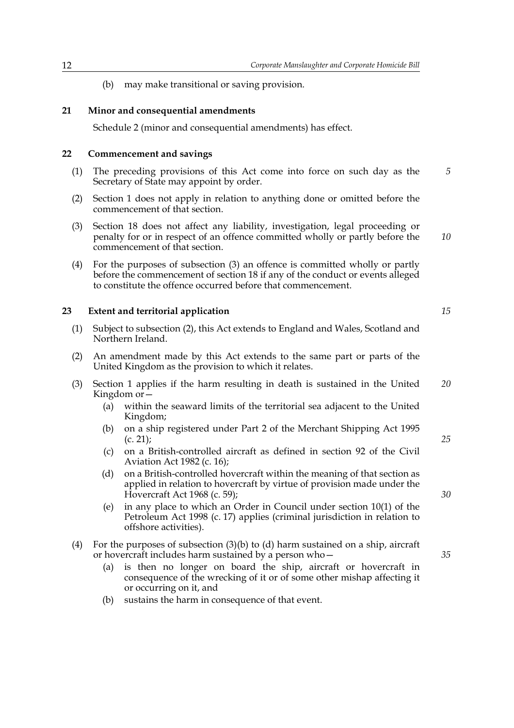(b) may make transitional or saving provision.

### 21 Minor and consequential amendments

Schedule 2 (minor and consequential amendments) has effect.

### 22 Commencement and savings

(1) The preceding provisions of this Act come into force on such day as the Secretary of State may appoint by order.

(2) Section 1 does not apply in relation to anything done or omitted before the commencement of that section.

(3) Section 18 does not affect any liability, investigation, legal proceeding or penalty for or in respect of an offence committed wholly or partly before the commencement of that section.

(4) For the purposes of subsection (3) an offence is committed wholly or partly before the commencement of section 18 if any of the conduct or events alleged to constitute the offence occurred before that commencement.

### 23 Extent and territorial application

(1) Subject to subsection (2), this Act extends to England and Wales, Scotland and Northern Ireland.

(2) An amendment made by this Act extends to the same part or parts of the United Kingdom as the provision to which it relates.

(3) Section 1 applies if the harm resulting in death is sustained in the United Kingdom or—

- (a) within the seaward limits of the territorial sea adjacent to the United Kingdom;
- (b) on a ship registered under Part 2 of the Merchant Shipping Act 1995 (c. 21);
- (c) on a British-controlled aircraft as defined in section 92 of the Civil Aviation Act 1982 (c. 16);
- (d) on a British-controlled hovercraft within the meaning of that section as applied in relation to hovercraft by virtue of provision made under the Hovercraft Act 1968 (c. 59);
- (e) in any place to which an Order in Council under section 10(1) of the Petroleum Act 1998 (c. 17) applies (criminal jurisdiction in relation to offshore activities).

(4) For the purposes of subsection (3)(b) to (d) harm sustained on a ship, aircraft or hovercraft includes harm sustained by a person who—

- (a) is then no longer on board the ship, aircraft or hovercraft in consequence of the wrecking of it or of some other mishap affecting it or occurring on it, and
- (b) sustains the harm in consequence of that event.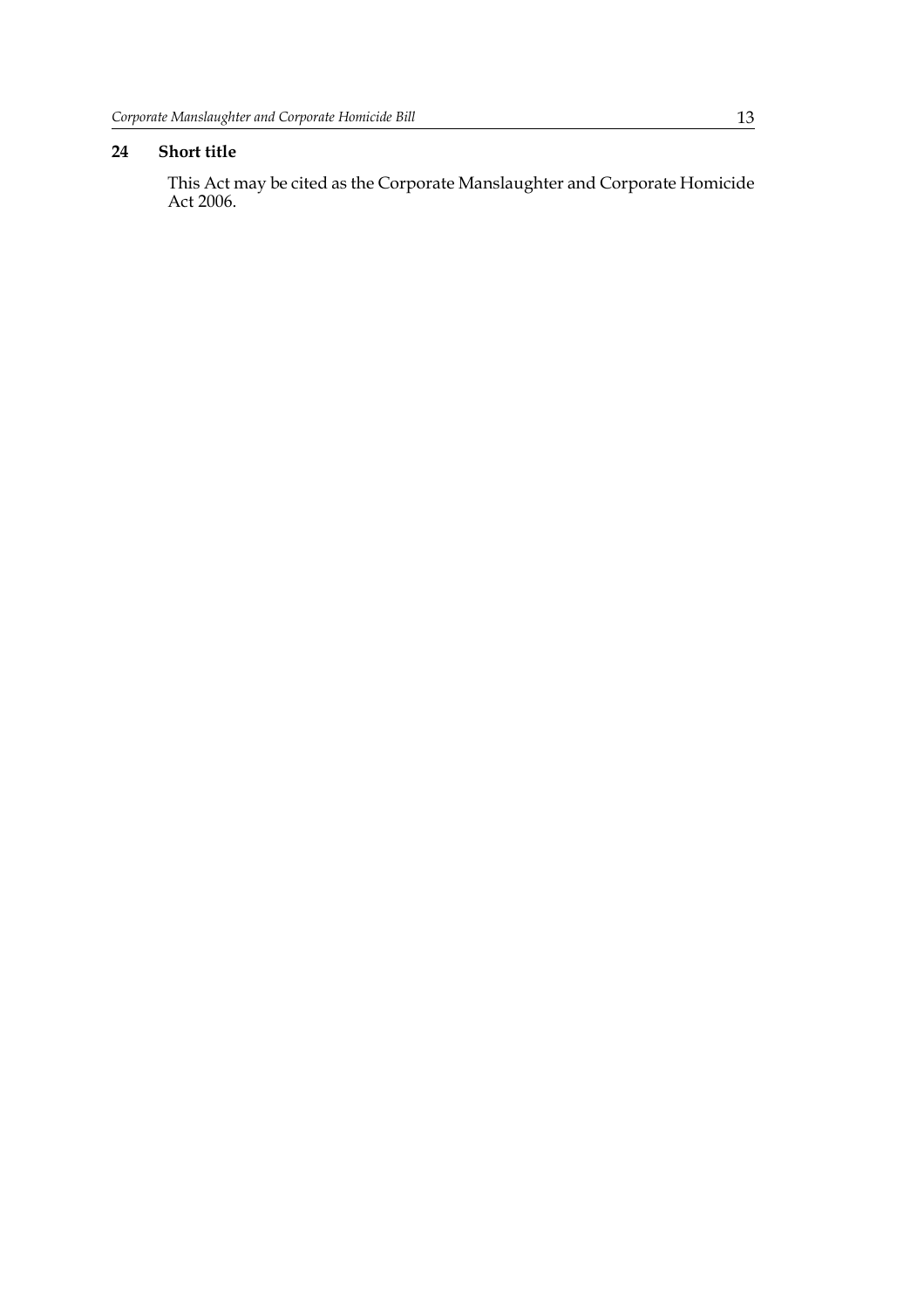**24 Short title**

This Act may be cited as the Corporate Manslaughter and Corporate Homicide Act 2006.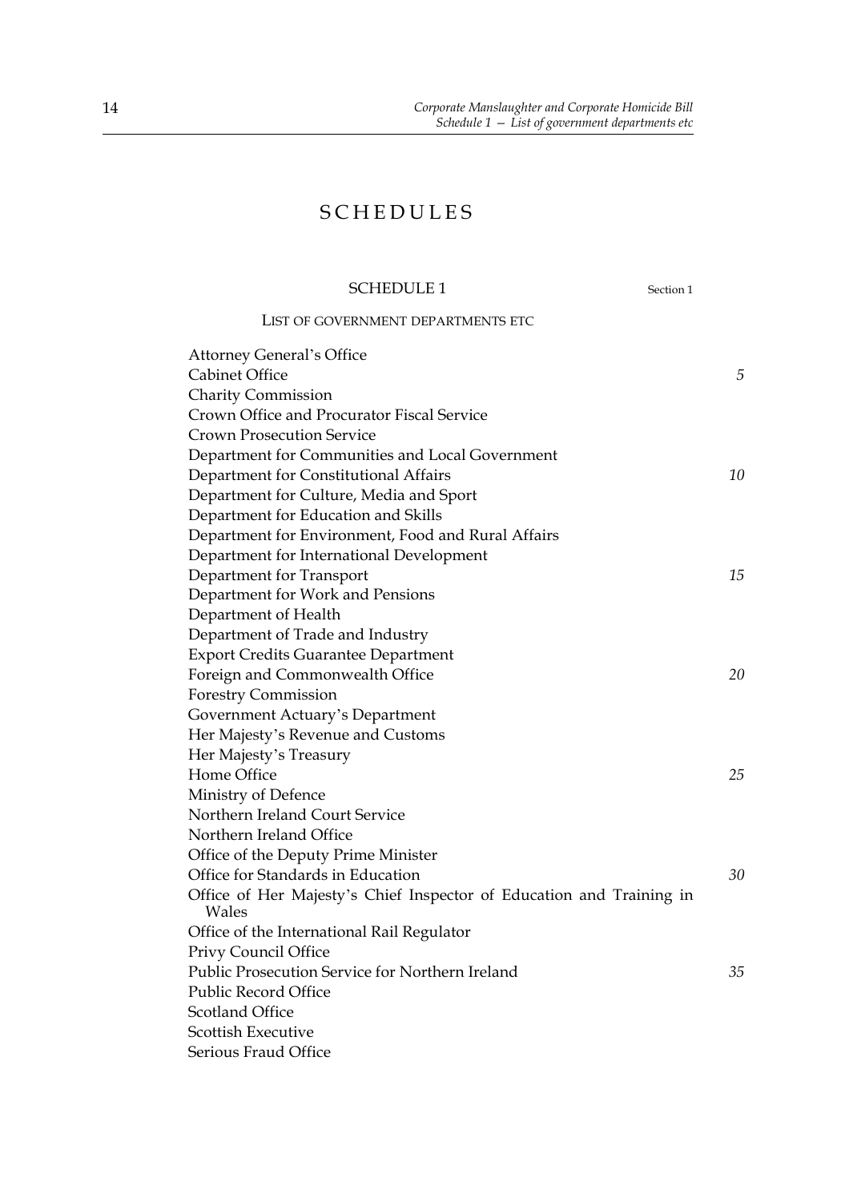# SCHEDULES

## SCHEDULE 1

Section 1

### LIST OF GOVERNMENT DEPARTMENTS ETC

Attorney General's Office
Cabinet Office
Charity Commission
Crown Office and Procurator Fiscal Service
Crown Prosecution Service
Department for Communities and Local Government
Department for Constitutional Affairs
Department for Culture, Media and Sport
Department for Education and Skills
Department for Environment, Food and Rural Affairs
Department for International Development
Department for Transport
Department for Work and Pensions
Department of Health
Department of Trade and Industry
Export Credits Guarantee Department
Foreign and Commonwealth Office
Forestry Commission
Government Actuary's Department
Her Majesty's Revenue and Customs
Her Majesty's Treasury
Home Office
Ministry of Defence
Northern Ireland Court Service
Northern Ireland Office
Office of the Deputy Prime Minister
Office for Standards in Education
Office of Her Majesty's Chief Inspector of Education and Training in Wales
Office of the International Rail Regulator
Privy Council Office
Public Prosecution Service for Northern Ireland
Public Record Office
Scotland Office
Scottish Executive
Serious Fraud Office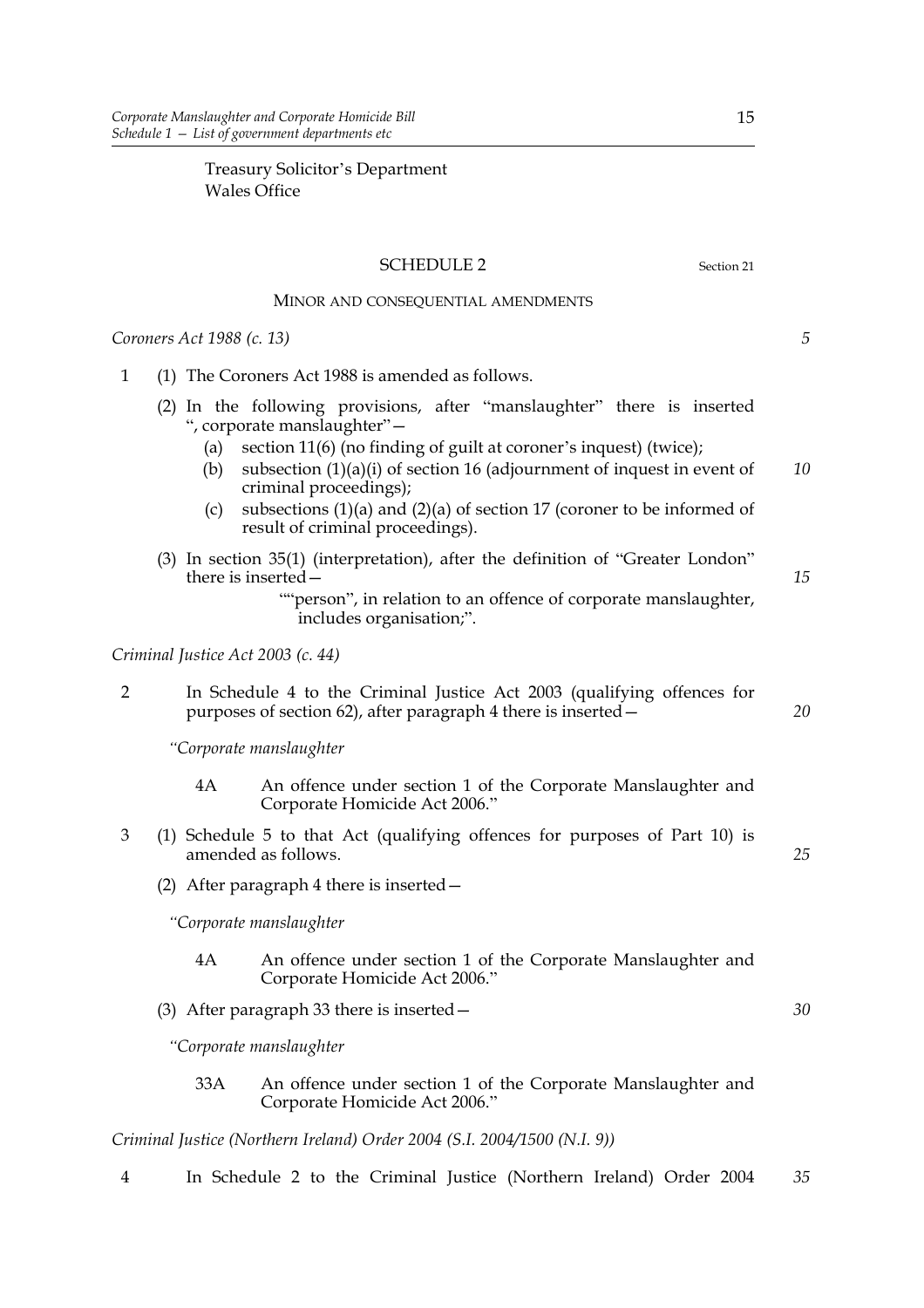Treasury Solicitor's Department
Wales Office

## SCHEDULE 2

Section 21

### MINOR AND CONSEQUENTIAL AMENDMENTS

*Coroners Act 1988 (c. 13)*

1 (1) The Coroners Act 1988 is amended as follows.

(2) In the following provisions, after "manslaughter" there is inserted ", corporate manslaughter"—

(a) section 11(6) (no finding of guilt at coroner's inquest) (twice);

(b) subsection (1)(a)(i) of section 16 (adjournment of inquest in event of criminal proceedings);

(c) subsections (1)(a) and (2)(a) of section 17 (coroner to be informed of result of criminal proceedings).

(3) In section 35(1) (interpretation), after the definition of "Greater London" there is inserted—

""person", in relation to an offence of corporate manslaughter, includes organisation;".

*Criminal Justice Act 2003 (c. 44)*

2 In Schedule 4 to the Criminal Justice Act 2003 (qualifying offences for purposes of section 62), after paragraph 4 there is inserted—

*"Corporate manslaughter*

4A An offence under section 1 of the Corporate Manslaughter and Corporate Homicide Act 2006."

3 (1) Schedule 5 to that Act (qualifying offences for purposes of Part 10) is amended as follows.

(2) After paragraph 4 there is inserted—

*"Corporate manslaughter*

4A An offence under section 1 of the Corporate Manslaughter and Corporate Homicide Act 2006."

(3) After paragraph 33 there is inserted—

*"Corporate manslaughter*

33A An offence under section 1 of the Corporate Manslaughter and Corporate Homicide Act 2006."

*Criminal Justice (Northern Ireland) Order 2004 (S.I. 2004/1500 (N.I. 9))*

4 In Schedule 2 to the Criminal Justice (Northern Ireland) Order 2004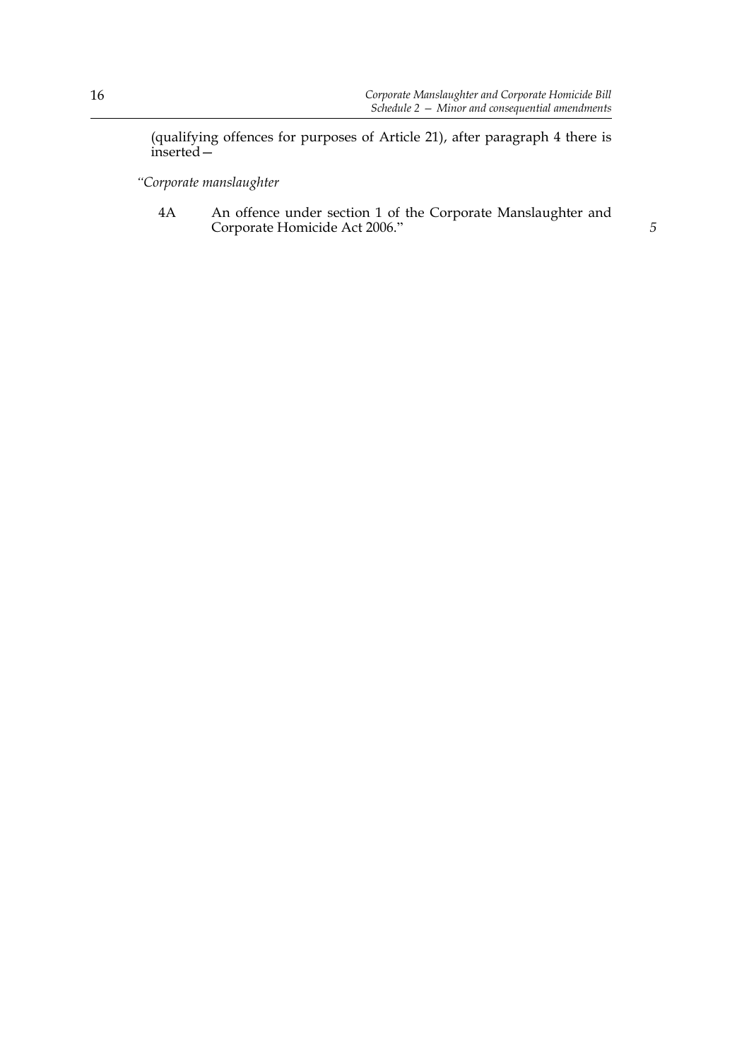(qualifying offences for purposes of Article 21), after paragraph 4 there is inserted—

*"Corporate manslaughter*

4A An offence under section 1 of the Corporate Manslaughter and Corporate Homicide Act 2006."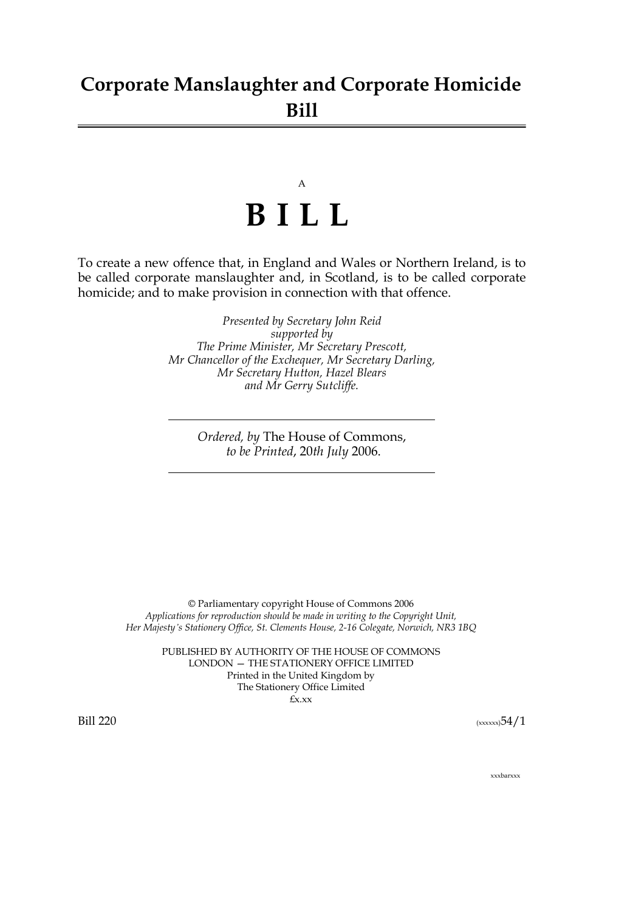# Corporate Manslaughter and Corporate Homicide Bill

A

# B I L L

To create a new offence that, in England and Wales or Northern Ireland, is to be called corporate manslaughter and, in Scotland, is to be called corporate homicide; and to make provision in connection with that offence.

*Presented by Secretary John Reid*
*supported by*
*The Prime Minister, Mr Secretary Prescott,*
*Mr Chancellor of the Exchequer, Mr Secretary Darling,*
*Mr Secretary Hutton, Hazel Blears*
*and Mr Gerry Sutcliffe.*

*Ordered, by* The House of Commons, *to be Printed*, 20*th July* 2006.

© Parliamentary copyright House of Commons 2006
*Applications for reproduction should be made in writing to the Copyright Unit, Her Majesty's Stationery Office, St. Clements House, 2-16 Colegate, Norwich, NR3 1BQ*

PUBLISHED BY AUTHORITY OF THE HOUSE OF COMMONS
LONDON — THE STATIONERY OFFICE LIMITED
Printed in the United Kingdom by
The Stationery Office Limited
£x.xx

Bill 220 (xxxxxx)54/1

xxxbarxxx